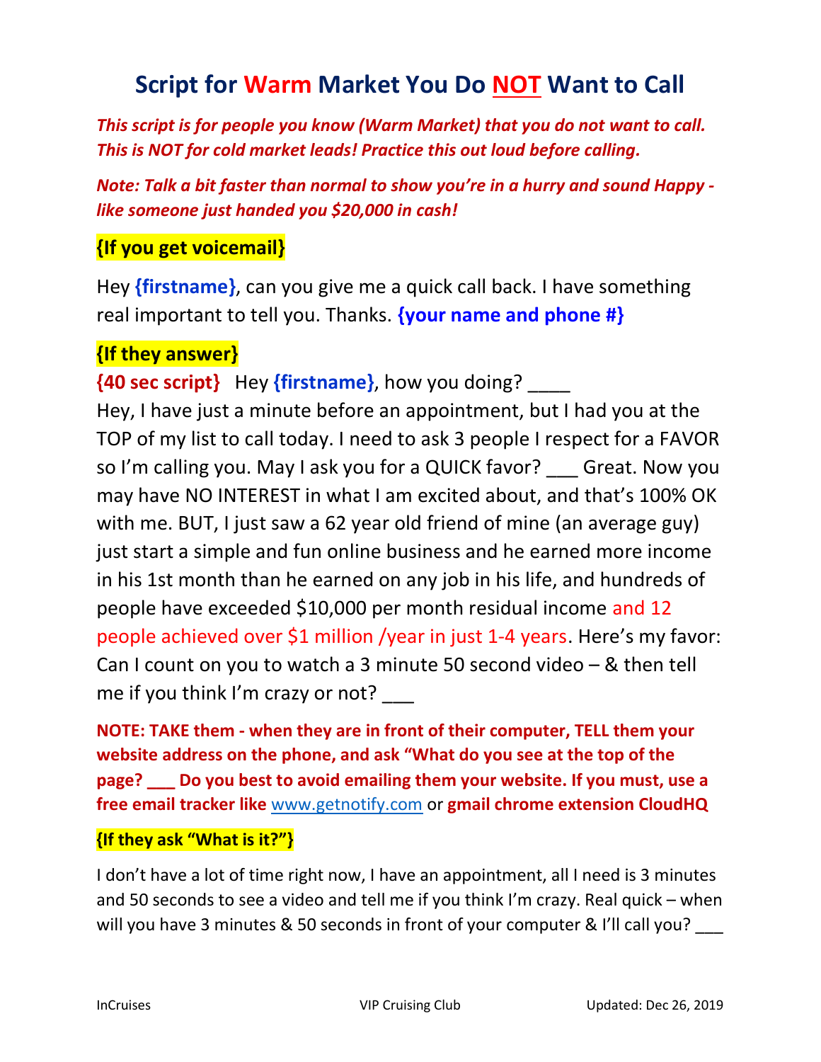# Script for Warm Market You Do NOT Want to Call

***This script is for people you know (Warm Market) that you do not want to call. This is NOT for cold market leads! Practice this out loud before calling.***

***Note: Talk a bit faster than normal to show you're in a hurry and sound Happy - like someone just handed you $20,000 in cash!***

### {If you get voicemail}

Hey **{firstname}**, can you give me a quick call back. I have something real important to tell you. Thanks. **{your name and phone #}**

### {If they answer}

**{40 sec script}** Hey **{firstname}**, how you doing? ____
Hey, I have just a minute before an appointment, but I had you at the TOP of my list to call today. I need to ask 3 people I respect for a FAVOR so I'm calling you. May I ask you for a QUICK favor? ___ Great. Now you may have NO INTEREST in what I am excited about, and that's 100% OK with me. BUT, I just saw a 62 year old friend of mine (an average guy) just start a simple and fun online business and he earned more income in his 1st month than he earned on any job in his life, and hundreds of people have exceeded $10,000 per month residual income and 12 people achieved over $1 million /year in just 1-4 years. Here's my favor: Can I count on you to watch a 3 minute 50 second video – & then tell me if you think I'm crazy or not? ___

**NOTE: TAKE them - when they are in front of their computer, TELL them your website address on the phone, and ask "What do you see at the top of the page? ___ Do you best to avoid emailing them your website. If you must, use a free email tracker like** www.getnotify.com **or gmail chrome extension CloudHQ**

### {If they ask "What is it?"}

I don't have a lot of time right now, I have an appointment, all I need is 3 minutes and 50 seconds to see a video and tell me if you think I'm crazy. Real quick – when will you have 3 minutes & 50 seconds in front of your computer & I'll call you? ___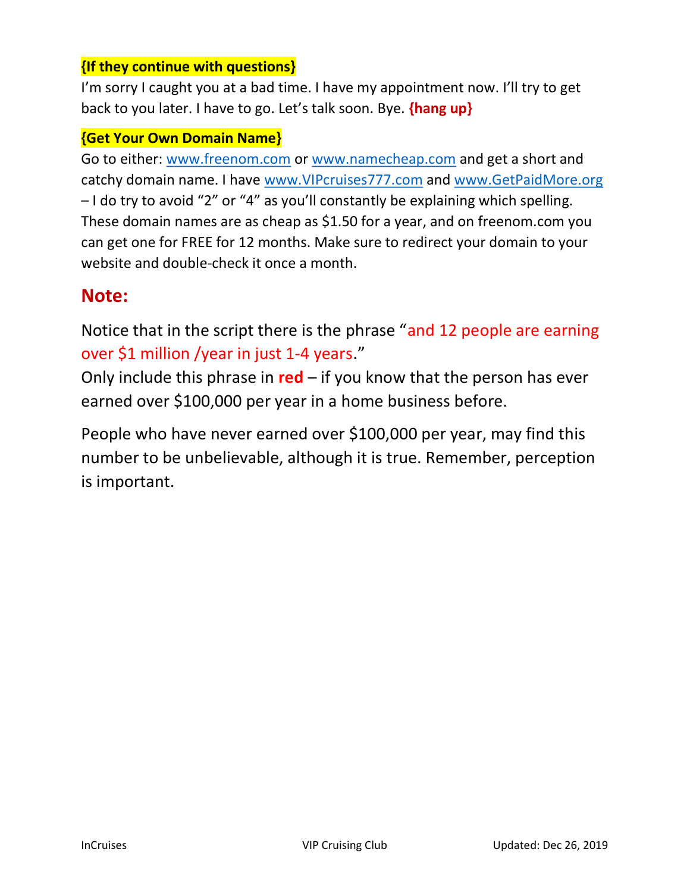**{If they continue with questions}**

I'm sorry I caught you at a bad time. I have my appointment now. I'll try to get back to you later. I have to go. Let's talk soon. Bye. **{hang up}**

**{Get Your Own Domain Name}**

Go to either: www.freenom.com or www.namecheap.com and get a short and catchy domain name. I have www.VIPcruises777.com and www.GetPaidMore.org – I do try to avoid "2" or "4" as you'll constantly be explaining which spelling. These domain names are as cheap as $1.50 for a year, and on freenom.com you can get one for FREE for 12 months. Make sure to redirect your domain to your website and double-check it once a month.

## Note:

Notice that in the script there is the phrase "and 12 people are earning over $1 million /year in just 1-4 years."

Only include this phrase in **red** – if you know that the person has ever earned over $100,000 per year in a home business before.

People who have never earned over $100,000 per year, may find this number to be unbelievable, although it is true. Remember, perception is important.